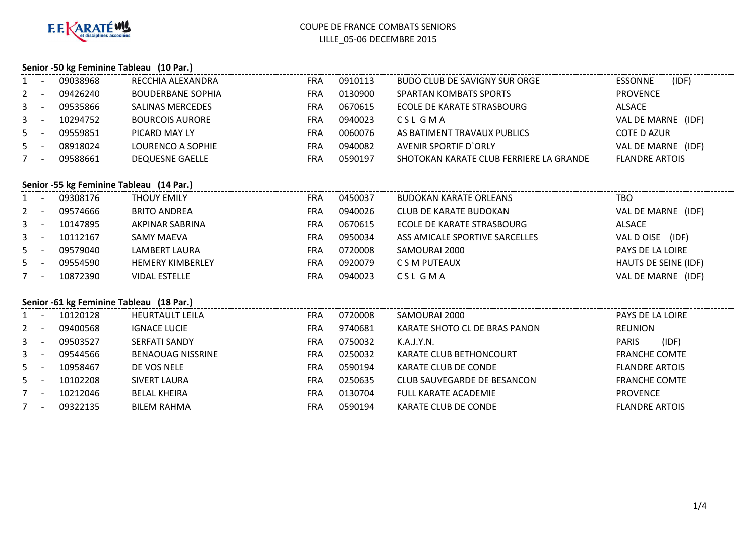F.F. KARATÉ et disciplines associées

COUPE DE FRANCE COMBATS SENIORS
LILLE_05-06 DECEMBRE 2015

### Senior -50 kg Feminine Tableau (10 Par.)

| | | | | | | | |
|---|---|---|---|---|---|---|---|
| 1 | - | 09038968 | RECCHIA ALEXANDRA | FRA | 0910113 | BUDO CLUB DE SAVIGNY SUR ORGE | ESSONNE (IDF) |
| 2 | - | 09426240 | BOUDERBANE SOPHIA | FRA | 0130900 | SPARTAN KOMBATS SPORTS | PROVENCE |
| 3 | - | 09535866 | SALINAS MERCEDES | FRA | 0670615 | ECOLE DE KARATE STRASBOURG | ALSACE |
| 3 | - | 10294752 | BOURCOIS AURORE | FRA | 0940023 | C S L G M A | VAL DE MARNE (IDF) |
| 5 | - | 09559851 | PICARD MAY LY | FRA | 0060076 | AS BATIMENT TRAVAUX PUBLICS | COTE D AZUR |
| 5 | - | 08918024 | LOURENCO A SOPHIE | FRA | 0940082 | AVENIR SPORTIF D`ORLY | VAL DE MARNE (IDF) |
| 7 | - | 09588661 | DEQUESNE GAELLE | FRA | 0590197 | SHOTOKAN KARATE CLUB FERRIERE LA GRANDE | FLANDRE ARTOIS |

### Senior -55 kg Feminine Tableau (14 Par.)

| | | | | | | | |
|---|---|---|---|---|---|---|---|
| 1 | - | 09308176 | THOUY EMILY | FRA | 0450037 | BUDOKAN KARATE ORLEANS | TBO |
| 2 | - | 09574666 | BRITO ANDREA | FRA | 0940026 | CLUB DE KARATE BUDOKAN | VAL DE MARNE (IDF) |
| 3 | - | 10147895 | AKPINAR SABRINA | FRA | 0670615 | ECOLE DE KARATE STRASBOURG | ALSACE |
| 3 | - | 10112167 | SAMY MAEVA | FRA | 0950034 | ASS AMICALE SPORTIVE SARCELLES | VAL D OISE (IDF) |
| 5 | - | 09579040 | LAMBERT LAURA | FRA | 0720008 | SAMOURAI 2000 | PAYS DE LA LOIRE |
| 5 | - | 09554590 | HEMERY KIMBERLEY | FRA | 0920079 | C S M PUTEAUX | HAUTS DE SEINE (IDF) |
| 7 | - | 10872390 | VIDAL ESTELLE | FRA | 0940023 | C S L G M A | VAL DE MARNE (IDF) |

### Senior -61 kg Feminine Tableau (18 Par.)

| | | | | | | | |
|---|---|---|---|---|---|---|---|
| 1 | - | 10120128 | HEURTAULT LEILA | FRA | 0720008 | SAMOURAI 2000 | PAYS DE LA LOIRE |
| 2 | - | 09400568 | IGNACE LUCIE | FRA | 9740681 | KARATE SHOTO CL DE BRAS PANON | REUNION |
| 3 | - | 09503527 | SERFATI SANDY | FRA | 0750032 | K.A.J.Y.N. | PARIS (IDF) |
| 3 | - | 09544566 | BENAOUAG NISSRINE | FRA | 0250032 | KARATE CLUB BETHONCOURT | FRANCHE COMTE |
| 5 | - | 10958467 | DE VOS NELE | FRA | 0590194 | KARATE CLUB DE CONDE | FLANDRE ARTOIS |
| 5 | - | 10102208 | SIVERT LAURA | FRA | 0250635 | CLUB SAUVEGARDE DE BESANCON | FRANCHE COMTE |
| 7 | - | 10212046 | BELAL KHEIRA | FRA | 0130704 | FULL KARATE ACADEMIE | PROVENCE |
| 7 | - | 09322135 | BILEM RAHMA | FRA | 0590194 | KARATE CLUB DE CONDE | FLANDRE ARTOIS |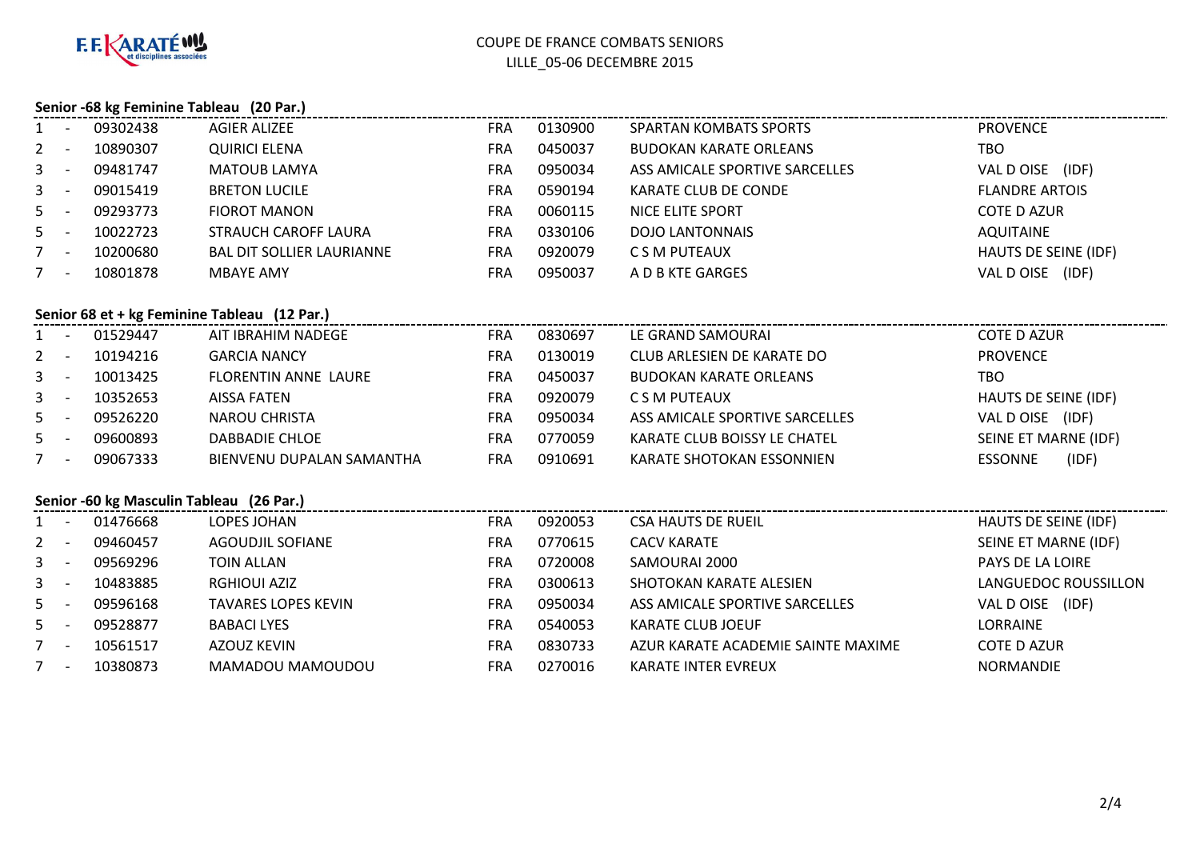F.F.KARATÉ et disciplines associées

COUPE DE FRANCE COMBATS SENIORS
LILLE_05-06 DECEMBRE 2015

### Senior -68 kg Feminine Tableau (20 Par.)

| Rang | | Licence | Nom | Nat. | Club N° | Club | Ligue |
|---|---|---|---|---|---|---|---|
| 1 | - | 09302438 | AGIER ALIZEE | FRA | 0130900 | SPARTAN KOMBATS SPORTS | PROVENCE |
| 2 | - | 10890307 | QUIRICI ELENA | FRA | 0450037 | BUDOKAN KARATE ORLEANS | TBO |
| 3 | - | 09481747 | MATOUB LAMYA | FRA | 0950034 | ASS AMICALE SPORTIVE SARCELLES | VAL D OISE (IDF) |
| 3 | - | 09015419 | BRETON LUCILE | FRA | 0590194 | KARATE CLUB DE CONDE | FLANDRE ARTOIS |
| 5 | - | 09293773 | FIOROT MANON | FRA | 0060115 | NICE ELITE SPORT | COTE D AZUR |
| 5 | - | 10022723 | STRAUCH CAROFF LAURA | FRA | 0330106 | DOJO LANTONNAIS | AQUITAINE |
| 7 | - | 10200680 | BAL DIT SOLLIER LAURIANNE | FRA | 0920079 | C S M PUTEAUX | HAUTS DE SEINE (IDF) |
| 7 | - | 10801878 | MBAYE AMY | FRA | 0950037 | A D B KTE GARGES | VAL D OISE (IDF) |

### Senior 68 et + kg Feminine Tableau (12 Par.)

| Rang | | Licence | Nom | Nat. | Club N° | Club | Ligue |
|---|---|---|---|---|---|---|---|
| 1 | - | 01529447 | AIT IBRAHIM NADEGE | FRA | 0830697 | LE GRAND SAMOURAI | COTE D AZUR |
| 2 | - | 10194216 | GARCIA NANCY | FRA | 0130019 | CLUB ARLESIEN DE KARATE DO | PROVENCE |
| 3 | - | 10013425 | FLORENTIN ANNE LAURE | FRA | 0450037 | BUDOKAN KARATE ORLEANS | TBO |
| 3 | - | 10352653 | AISSA FATEN | FRA | 0920079 | C S M PUTEAUX | HAUTS DE SEINE (IDF) |
| 5 | - | 09526220 | NAROU CHRISTA | FRA | 0950034 | ASS AMICALE SPORTIVE SARCELLES | VAL D OISE (IDF) |
| 5 | - | 09600893 | DABBADIE CHLOE | FRA | 0770059 | KARATE CLUB BOISSY LE CHATEL | SEINE ET MARNE (IDF) |
| 7 | - | 09067333 | BIENVENU DUPALAN SAMANTHA | FRA | 0910691 | KARATE SHOTOKAN ESSONNIEN | ESSONNE (IDF) |

### Senior -60 kg Masculin Tableau (26 Par.)

| Rang | | Licence | Nom | Nat. | Club N° | Club | Ligue |
|---|---|---|---|---|---|---|---|
| 1 | - | 01476668 | LOPES JOHAN | FRA | 0920053 | CSA HAUTS DE RUEIL | HAUTS DE SEINE (IDF) |
| 2 | - | 09460457 | AGOUDJIL SOFIANE | FRA | 0770615 | CACV KARATE | SEINE ET MARNE (IDF) |
| 3 | - | 09569296 | TOIN ALLAN | FRA | 0720008 | SAMOURAI 2000 | PAYS DE LA LOIRE |
| 3 | - | 10483885 | RGHIOUI AZIZ | FRA | 0300613 | SHOTOKAN KARATE ALESIEN | LANGUEDOC ROUSSILLON |
| 5 | - | 09596168 | TAVARES LOPES KEVIN | FRA | 0950034 | ASS AMICALE SPORTIVE SARCELLES | VAL D OISE (IDF) |
| 5 | - | 09528877 | BABACI LYES | FRA | 0540053 | KARATE CLUB JOEUF | LORRAINE |
| 7 | - | 10561517 | AZOUZ KEVIN | FRA | 0830733 | AZUR KARATE ACADEMIE SAINTE MAXIME | COTE D AZUR |
| 7 | - | 10380873 | MAMADOU MAMOUDOU | FRA | 0270016 | KARATE INTER EVREUX | NORMANDIE |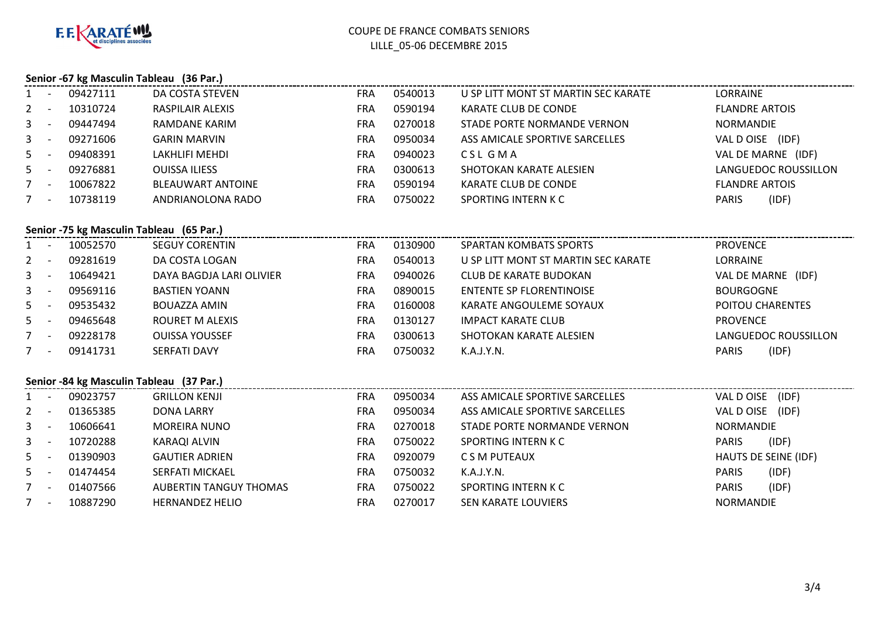F.F. KARATÉ et disciplines associées

COUPE DE FRANCE COMBATS SENIORS
LILLE_05-06 DECEMBRE 2015

### Senior -67 kg Masculin Tableau (36 Par.)

| Rang | Licence | Nom | Nat. | Club N° | Club | Ligue |
|---|---|---|---|---|---|---|
| 1 - | 09427111 | DA COSTA STEVEN | FRA | 0540013 | U SP LITT MONT ST MARTIN SEC KARATE | LORRAINE |
| 2 - | 10310724 | RASPILAIR ALEXIS | FRA | 0590194 | KARATE CLUB DE CONDE | FLANDRE ARTOIS |
| 3 - | 09447494 | RAMDANE KARIM | FRA | 0270018 | STADE PORTE NORMANDE VERNON | NORMANDIE |
| 3 - | 09271606 | GARIN MARVIN | FRA | 0950034 | ASS AMICALE SPORTIVE SARCELLES | VAL D OISE (IDF) |
| 5 - | 09408391 | LAKHLIFI MEHDI | FRA | 0940023 | C S L G M A | VAL DE MARNE (IDF) |
| 5 - | 09276881 | OUISSA ILIESS | FRA | 0300613 | SHOTOKAN KARATE ALESIEN | LANGUEDOC ROUSSILLON |
| 7 - | 10067822 | BLEAUWART ANTOINE | FRA | 0590194 | KARATE CLUB DE CONDE | FLANDRE ARTOIS |
| 7 - | 10738119 | ANDRIANOLONA RADO | FRA | 0750022 | SPORTING INTERN K C | PARIS (IDF) |

### Senior -75 kg Masculin Tableau (65 Par.)

| Rang | Licence | Nom | Nat. | Club N° | Club | Ligue |
|---|---|---|---|---|---|---|
| 1 - | 10052570 | SEGUY CORENTIN | FRA | 0130900 | SPARTAN KOMBATS SPORTS | PROVENCE |
| 2 - | 09281619 | DA COSTA LOGAN | FRA | 0540013 | U SP LITT MONT ST MARTIN SEC KARATE | LORRAINE |
| 3 - | 10649421 | DAYA BAGDJA LARI OLIVIER | FRA | 0940026 | CLUB DE KARATE BUDOKAN | VAL DE MARNE (IDF) |
| 3 - | 09569116 | BASTIEN YOANN | FRA | 0890015 | ENTENTE SP FLORENTINOISE | BOURGOGNE |
| 5 - | 09535432 | BOUAZZA AMIN | FRA | 0160008 | KARATE ANGOULEME SOYAUX | POITOU CHARENTES |
| 5 - | 09465648 | ROURET M ALEXIS | FRA | 0130127 | IMPACT KARATE CLUB | PROVENCE |
| 7 - | 09228178 | OUISSA YOUSSEF | FRA | 0300613 | SHOTOKAN KARATE ALESIEN | LANGUEDOC ROUSSILLON |
| 7 - | 09141731 | SERFATI DAVY | FRA | 0750032 | K.A.J.Y.N. | PARIS (IDF) |

### Senior -84 kg Masculin Tableau (37 Par.)

| Rang | Licence | Nom | Nat. | Club N° | Club | Ligue |
|---|---|---|---|---|---|---|
| 1 - | 09023757 | GRILLON KENJI | FRA | 0950034 | ASS AMICALE SPORTIVE SARCELLES | VAL D OISE (IDF) |
| 2 - | 01365385 | DONA LARRY | FRA | 0950034 | ASS AMICALE SPORTIVE SARCELLES | VAL D OISE (IDF) |
| 3 - | 10606641 | MOREIRA NUNO | FRA | 0270018 | STADE PORTE NORMANDE VERNON | NORMANDIE |
| 3 - | 10720288 | KARAQI ALVIN | FRA | 0750022 | SPORTING INTERN K C | PARIS (IDF) |
| 5 - | 01390903 | GAUTIER ADRIEN | FRA | 0920079 | C S M PUTEAUX | HAUTS DE SEINE (IDF) |
| 5 - | 01474454 | SERFATI MICKAEL | FRA | 0750032 | K.A.J.Y.N. | PARIS (IDF) |
| 7 - | 01407566 | AUBERTIN TANGUY THOMAS | FRA | 0750022 | SPORTING INTERN K C | PARIS (IDF) |
| 7 - | 10887290 | HERNANDEZ HELIO | FRA | 0270017 | SEN KARATE LOUVIERS | NORMANDIE |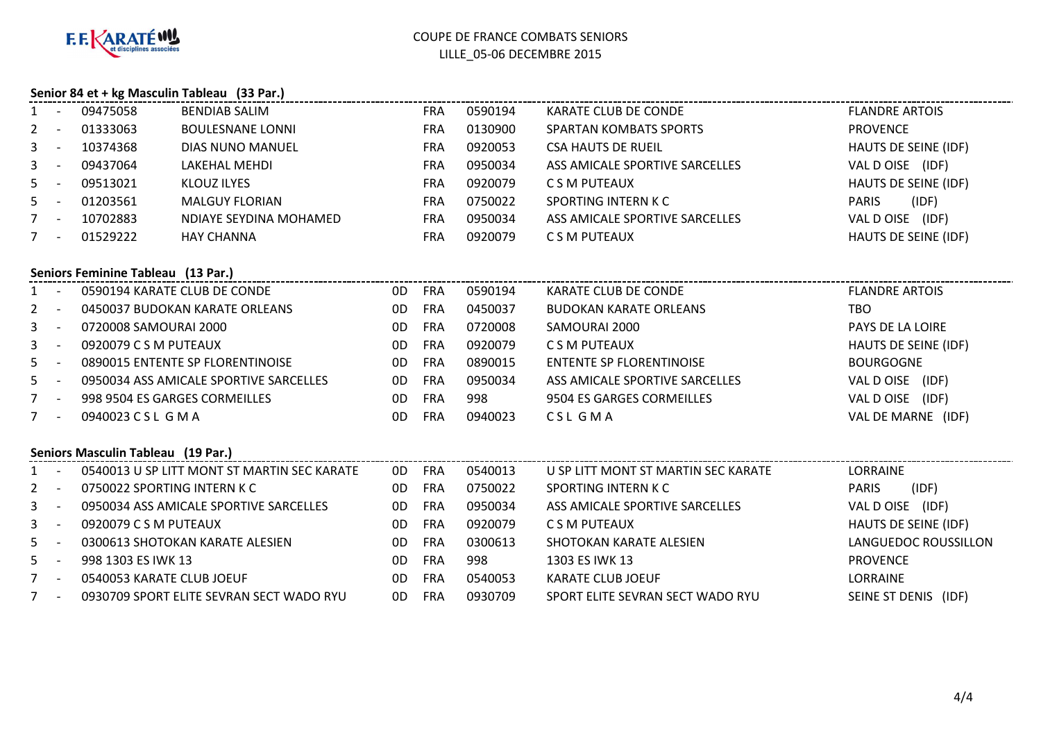COUPE DE FRANCE COMBATS SENIORS
LILLE_05-06 DECEMBRE 2015

### Senior 84 et + kg Masculin Tableau (33 Par.)

| | | | | | | | | |
|---|---|---|---|---|---|---|---|---|
| 1 | - | 09475058 | BENDIAB SALIM | | FRA | 0590194 | KARATE CLUB DE CONDE | FLANDRE ARTOIS |
| 2 | - | 01333063 | BOULESNANE LONNI | | FRA | 0130900 | SPARTAN KOMBATS SPORTS | PROVENCE |
| 3 | - | 10374368 | DIAS NUNO MANUEL | | FRA | 0920053 | CSA HAUTS DE RUEIL | HAUTS DE SEINE (IDF) |
| 3 | - | 09437064 | LAKEHAL MEHDI | | FRA | 0950034 | ASS AMICALE SPORTIVE SARCELLES | VAL D OISE (IDF) |
| 5 | - | 09513021 | KLOUZ ILYES | | FRA | 0920079 | C S M PUTEAUX | HAUTS DE SEINE (IDF) |
| 5 | - | 01203561 | MALGUY FLORIAN | | FRA | 0750022 | SPORTING INTERN K C | PARIS (IDF) |
| 7 | - | 10702883 | NDIAYE SEYDINA MOHAMED | | FRA | 0950034 | ASS AMICALE SPORTIVE SARCELLES | VAL D OISE (IDF) |
| 7 | - | 01529222 | HAY CHANNA | | FRA | 0920079 | C S M PUTEAUX | HAUTS DE SEINE (IDF) |

### Seniors Feminine Tableau (13 Par.)

| | | | | | | | |
|---|---|---|---|---|---|---|---|
| 1 | - | 0590194 KARATE CLUB DE CONDE | 0D | FRA | 0590194 | KARATE CLUB DE CONDE | FLANDRE ARTOIS |
| 2 | - | 0450037 BUDOKAN KARATE ORLEANS | 0D | FRA | 0450037 | BUDOKAN KARATE ORLEANS | TBO |
| 3 | - | 0720008 SAMOURAI 2000 | 0D | FRA | 0720008 | SAMOURAI 2000 | PAYS DE LA LOIRE |
| 3 | - | 0920079 C S M PUTEAUX | 0D | FRA | 0920079 | C S M PUTEAUX | HAUTS DE SEINE (IDF) |
| 5 | - | 0890015 ENTENTE SP FLORENTINOISE | 0D | FRA | 0890015 | ENTENTE SP FLORENTINOISE | BOURGOGNE |
| 5 | - | 0950034 ASS AMICALE SPORTIVE SARCELLES | 0D | FRA | 0950034 | ASS AMICALE SPORTIVE SARCELLES | VAL D OISE (IDF) |
| 7 | - | 998 9504 ES GARGES CORMEILLES | 0D | FRA | 998 | 9504 ES GARGES CORMEILLES | VAL D OISE (IDF) |
| 7 | - | 0940023 C S L G M A | 0D | FRA | 0940023 | C S L G M A | VAL DE MARNE (IDF) |

### Seniors Masculin Tableau (19 Par.)

| | | | | | | | |
|---|---|---|---|---|---|---|---|
| 1 | - | 0540013 U SP LITT MONT ST MARTIN SEC KARATE | 0D | FRA | 0540013 | U SP LITT MONT ST MARTIN SEC KARATE | LORRAINE |
| 2 | - | 0750022 SPORTING INTERN K C | 0D | FRA | 0750022 | SPORTING INTERN K C | PARIS (IDF) |
| 3 | - | 0950034 ASS AMICALE SPORTIVE SARCELLES | 0D | FRA | 0950034 | ASS AMICALE SPORTIVE SARCELLES | VAL D OISE (IDF) |
| 3 | - | 0920079 C S M PUTEAUX | 0D | FRA | 0920079 | C S M PUTEAUX | HAUTS DE SEINE (IDF) |
| 5 | - | 0300613 SHOTOKAN KARATE ALESIEN | 0D | FRA | 0300613 | SHOTOKAN KARATE ALESIEN | LANGUEDOC ROUSSILLON |
| 5 | - | 998 1303 ES IWK 13 | 0D | FRA | 998 | 1303 ES IWK 13 | PROVENCE |
| 7 | - | 0540053 KARATE CLUB JOEUF | 0D | FRA | 0540053 | KARATE CLUB JOEUF | LORRAINE |
| 7 | - | 0930709 SPORT ELITE SEVRAN SECT WADO RYU | 0D | FRA | 0930709 | SPORT ELITE SEVRAN SECT WADO RYU | SEINE ST DENIS (IDF) |